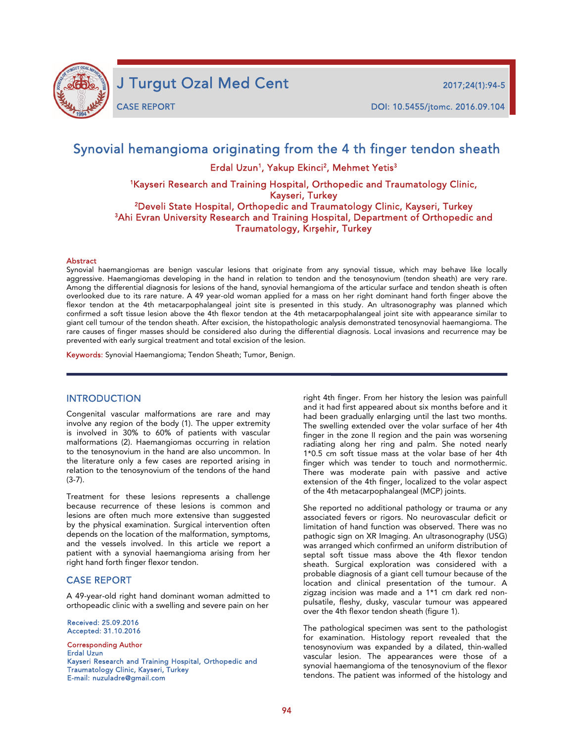# Synovial hemangioma originating from the 4 th finger tendon sheath

Erdal Uzun[1], Yakup Ekinci[2], Mehmet Yetis[3]

[1]Kayseri Research and Training Hospital, Orthopedic and Traumatology Clinic, Kayseri, Turkey
[2]Develi State Hospital, Orthopedic and Traumatology Clinic, Kayseri, Turkey
[3]Ahi Evran University Research and Training Hospital, Department of Orthopedic and Traumatology, Kırşehir, Turkey

## Abstract

Synovial haemangiomas are benign vascular lesions that originate from any synovial tissue, which may behave like locally aggressive. Haemangiomas developing in the hand in relation to tendon and the tenosynovium (tendon sheath) are very rare. Among the differential diagnosis for lesions of the hand, synovial hemangioma of the articular surface and tendon sheath is often overlooked due to its rare nature. A 49 year-old woman applied for a mass on her right dominant hand forth finger above the flexor tendon at the 4th metacarpophalangeal joint site is presented in this study. An ultrasonography was planned which confirmed a soft tissue lesion above the 4th flexor tendon at the 4th metacarpophalangeal joint site with appearance similar to giant cell tumour of the tendon sheath. After excision, the histopathologic analysis demonstrated tenosynovial haemangioma. The rare causes of finger masses should be considered also during the differential diagnosis. Local invasions and recurrence may be prevented with early surgical treatment and total excision of the lesion.

**Keywords:** Synovial Haemangioma; Tendon Sheath; Tumor, Benign.

## INTRODUCTION

Congenital vascular malformations are rare and may involve any region of the body (1). The upper extremity is involved in 30% to 60% of patients with vascular malformations (2). Haemangiomas occurring in relation to the tenosynovium in the hand are also uncommon. In the literature only a few cases are reported arising in relation to the tenosynovium of the tendons of the hand (3-7).

Treatment for these lesions represents a challenge because recurrence of these lesions is common and lesions are often much more extensive than suggested by the physical examination. Surgical intervention often depends on the location of the malformation, symptoms, and the vessels involved. In this article we report a patient with a synovial haemangioma arising from her right hand forth finger flexor tendon.

## CASE REPORT

A 49-year-old right hand dominant woman admitted to orthopeadic clinic with a swelling and severe pain on her right 4th finger. From her history the lesion was painfull and it had first appeared about six months before and it had been gradually enlarging until the last two months. The swelling extended over the volar surface of her 4th finger in the zone II region and the pain was worsening radiating along her ring and palm. She noted nearly 1*0.5 cm soft tissue mass at the volar base of her 4th finger which was tender to touch and normothermic. There was moderate pain with passive and active extension of the 4th finger, localized to the volar aspect of the 4th metacarpophalangeal (MCP) joints.

She reported no additional pathology or trauma or any associated fevers or rigors. No neurovascular deficit or limitation of hand function was observed. There was no pathogic sign on XR Imaging. An ultrasonography (USG) was arranged which confirmed an uniform distribution of septal soft tissue mass above the 4th flexor tendon sheath. Surgical exploration was considered with a probable diagnosis of a giant cell tumour because of the location and clinical presentation of the tumour. A zigzag incision was made and a 1*1 cm dark red non-pulsatile, fleshy, dusky, vascular tumour was appeared over the 4th flexor tendon sheath (figure 1).

The pathological specimen was sent to the pathologist for examination. Histology report revealed that the tenosynovium was expanded by a dilated, thin-walled vascular lesion. The appearances were those of a synovial haemangioma of the tenosynovium of the flexor tendons. The patient was informed of the histology and

Received: 25.09.2016
Accepted: 31.10.2016

Corresponding Author
Erdal Uzun
Kayseri Research and Training Hospital, Orthopedic and Traumatology Clinic, Kayseri, Turkey
E-mail: nuzuladre@gmail.com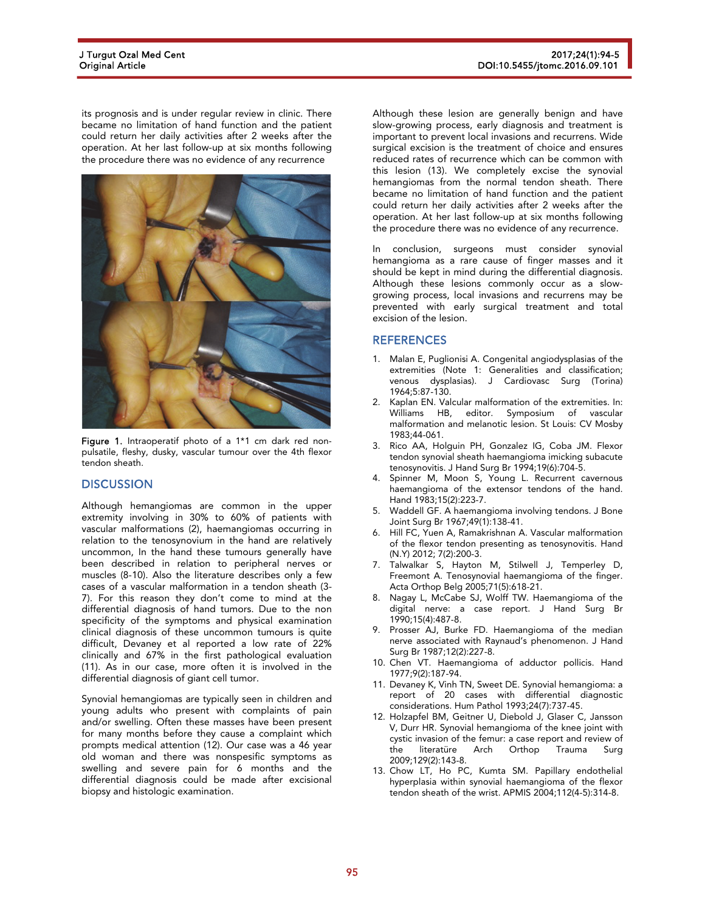its prognosis and is under regular review in clinic. There became no limitation of hand function and the patient could return her daily activities after 2 weeks after the operation. At her last follow-up at six months following the procedure there was no evidence of any recurrence

Figure 1. Intraoperatif photo of a 1*1 cm dark red non-pulsatile, fleshy, dusky, vascular tumour over the 4th flexor tendon sheath.

## DISCUSSION

Although hemangiomas are common in the upper extremity involving in 30% to 60% of patients with vascular malformations (2), haemangiomas occurring in relation to the tenosynovium in the hand are relatively uncommon, In the hand these tumours generally have been described in relation to peripheral nerves or muscles (8-10). Also the literature describes only a few cases of a vascular malformation in a tendon sheath (3-7). For this reason they don't come to mind at the differential diagnosis of hand tumors. Due to the non specificity of the symptoms and physical examination clinical diagnosis of these uncommon tumours is quite difficult, Devaney et al reported a low rate of 22% clinically and 67% in the first pathological evaluation (11). As in our case, more often it is involved in the differential diagnosis of giant cell tumor.

Synovial hemangiomas are typically seen in children and young adults who present with complaints of pain and/or swelling. Often these masses have been present for many months before they cause a complaint which prompts medical attention (12). Our case was a 46 year old woman and there was nonspesific symptoms as swelling and severe pain for 6 months and the differential diagnosis could be made after excisional biopsy and histologic examination.

Although these lesion are generally benign and have slow-growing process, early diagnosis and treatment is important to prevent local invasions and recurrens. Wide surgical excision is the treatment of choice and ensures reduced rates of recurrence which can be common with this lesion (13). We completely excise the synovial hemangiomas from the normal tendon sheath. There became no limitation of hand function and the patient could return her daily activities after 2 weeks after the operation. At her last follow-up at six months following the procedure there was no evidence of any recurrence.

In conclusion, surgeons must consider synovial hemangioma as a rare cause of finger masses and it should be kept in mind during the differential diagnosis. Although these lesions commonly occur as a slow-growing process, local invasions and recurrens may be prevented with early surgical treatment and total excision of the lesion.

## REFERENCES

1. Malan E, Puglionisi A. Congenital angiodysplasias of the extremities (Note 1: Generalities and classification; venous dysplasias). J Cardiovasc Surg (Torina) 1964;5:87-130.
2. Kaplan EN. Valcular malformation of the extremities. In: Williams HB, editor. Symposium of vascular malformation and melanotic lesion. St Louis: CV Mosby 1983;44-061.
3. Rico AA, Holguin PH, Gonzalez IG, Coba JM. Flexor tendon synovial sheath haemangioma imicking subacute tenosynovitis. J Hand Surg Br 1994;19(6):704-5.
4. Spinner M, Moon S, Young L. Recurrent cavernous haemangioma of the extensor tendons of the hand. Hand 1983;15(2):223-7.
5. Waddell GF. A haemangioma involving tendons. J Bone Joint Surg Br 1967;49(1):138-41.
6. Hill FC, Yuen A, Ramakrishnan A. Vascular malformation of the flexor tendon presenting as tenosynovitis. Hand (N.Y) 2012; 7(2):200-3.
7. Talwalkar S, Hayton M, Stilwell J, Temperley D, Freemont A. Tenosynovial haemangioma of the finger. Acta Orthop Belg 2005;71(5):618-21.
8. Nagay L, McCabe SJ, Wolff TW. Haemangioma of the digital nerve: a case report. J Hand Surg Br 1990;15(4):487-8.
9. Prosser AJ, Burke FD. Haemangioma of the median nerve associated with Raynaud's phenomenon. J Hand Surg Br 1987;12(2):227-8.
10. Chen VT. Haemangioma of adductor pollicis. Hand 1977;9(2):187-94.
11. Devaney K, Vinh TN, Sweet DE. Synovial hemangioma: a report of 20 cases with differential diagnostic considerations. Hum Pathol 1993;24(7):737-45.
12. Holzapfel BM, Geitner U, Diebold J, Glaser C, Jansson V, Durr HR. Synovial hemangioma of the knee joint with cystic invasion of the femur: a case report and review of the literatüre Arch Orthop Trauma Surg 2009;129(2):143-8.
13. Chow LT, Ho PC, Kumta SM. Papillary endothelial hyperplasia within synovial haemangioma of the flexor tendon sheath of the wrist. APMIS 2004;112(4-5):314-8.